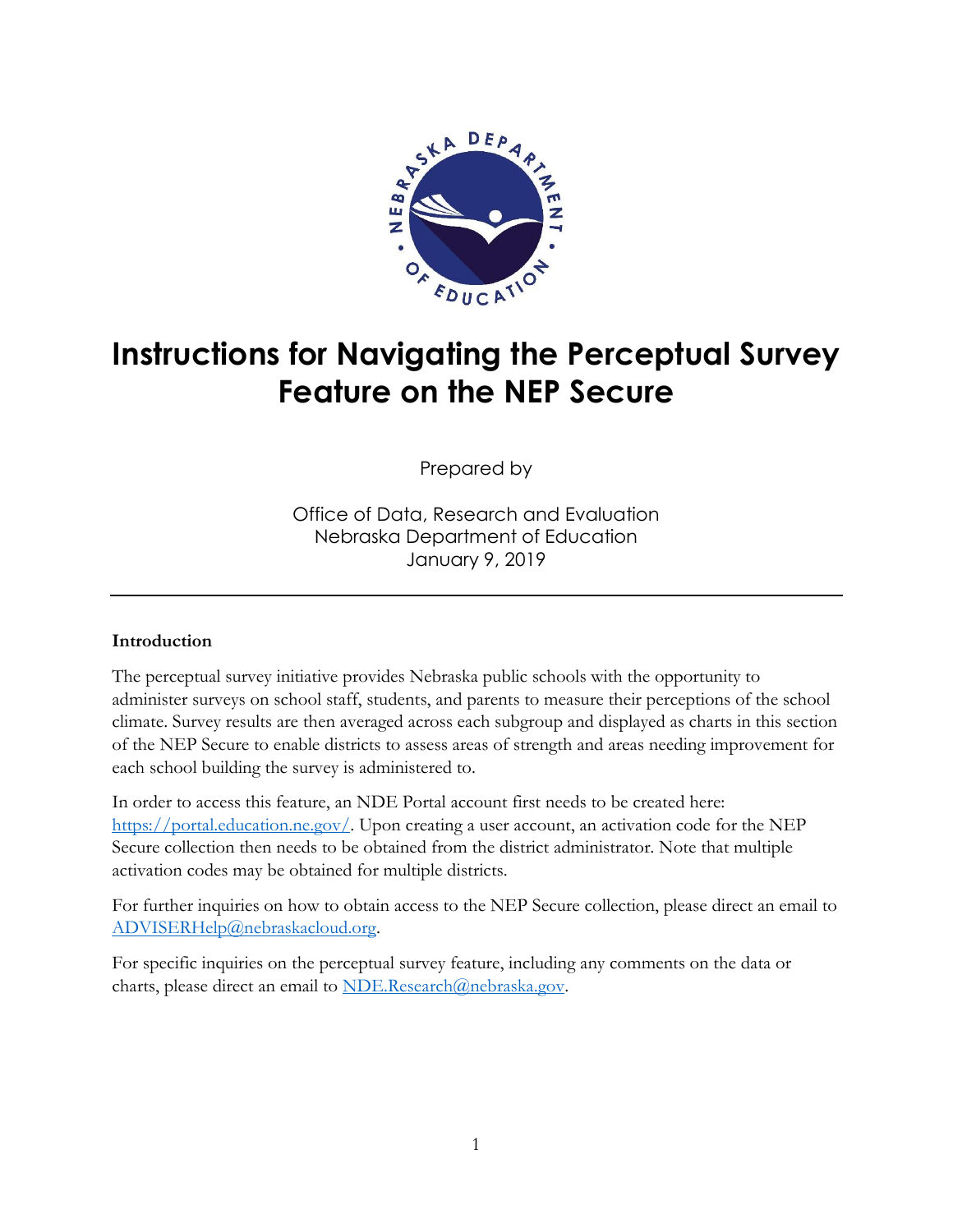# Instructions for Navigating the Perceptual Survey Feature on the NEP Secure

Prepared by

Office of Data, Research and Evaluation
Nebraska Department of Education
January 9, 2019

---

**Introduction**

The perceptual survey initiative provides Nebraska public schools with the opportunity to administer surveys on school staff, students, and parents to measure their perceptions of the school climate. Survey results are then averaged across each subgroup and displayed as charts in this section of the NEP Secure to enable districts to assess areas of strength and areas needing improvement for each school building the survey is administered to.

In order to access this feature, an NDE Portal account first needs to be created here: https://portal.education.ne.gov/. Upon creating a user account, an activation code for the NEP Secure collection then needs to be obtained from the district administrator. Note that multiple activation codes may be obtained for multiple districts.

For further inquiries on how to obtain access to the NEP Secure collection, please direct an email to ADVISERHelp@nebraskacloud.org.

For specific inquiries on the perceptual survey feature, including any comments on the data or charts, please direct an email to NDE.Research@nebraska.gov.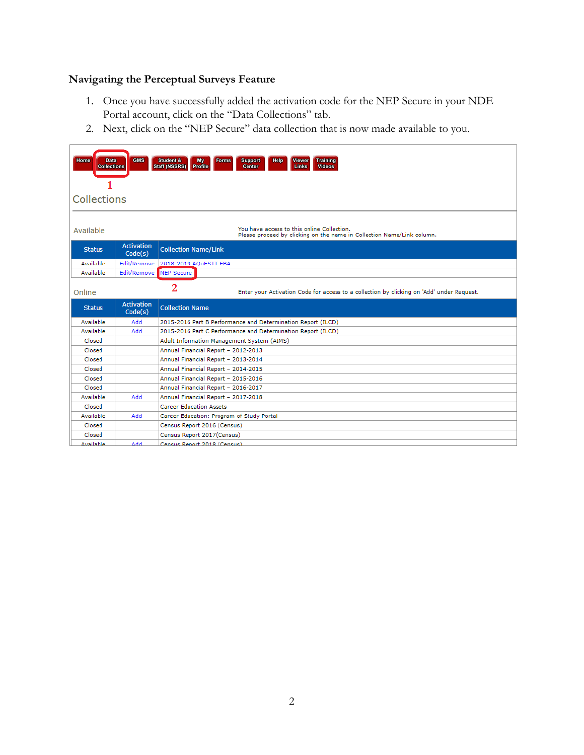### Navigating the Perceptual Surveys Feature

1. Once you have successfully added the activation code for the NEP Secure in your NDE Portal account, click on the "Data Collections" tab.
2. Next, click on the "NEP Secure" data collection that is now made available to you.

Home | Data Collections | GMS | Student & Staff (NSSRS) | My Profile | Forms | Support Center | Help | Viewer Links | Training Videos

1

## Collections

Available

You have access to this online Collection.
Please proceed by clicking on the name in Collection Name/Link column.

| Status | Activation Code(s) | Collection Name/Link |
|---|---|---|
| Available | Edit/Remove | 2018-2019 AQuESTT-EBA |
| Available | Edit/Remove | NEP Secure |

2

Online

Enter your Activation Code for access to a collection by clicking on 'Add' under Request.

| Status | Activation Code(s) | Collection Name |
|---|---|---|
| Available | Add | 2015-2016 Part B Performance and Determination Report (ILCD) |
| Available | Add | 2015-2016 Part C Performance and Determination Report (ILCD) |
| Closed | | Adult Information Management System (AIMS) |
| Closed | | Annual Financial Report – 2012-2013 |
| Closed | | Annual Financial Report – 2013-2014 |
| Closed | | Annual Financial Report – 2014-2015 |
| Closed | | Annual Financial Report – 2015-2016 |
| Closed | | Annual Financial Report – 2016-2017 |
| Available | Add | Annual Financial Report – 2017-2018 |
| Closed | | Career Education Assets |
| Available | Add | Career Education: Program of Study Portal |
| Closed | | Census Report 2016 (Census) |
| Closed | | Census Report 2017(Census) |
| Available | Add | Census Report 2018 (Census) |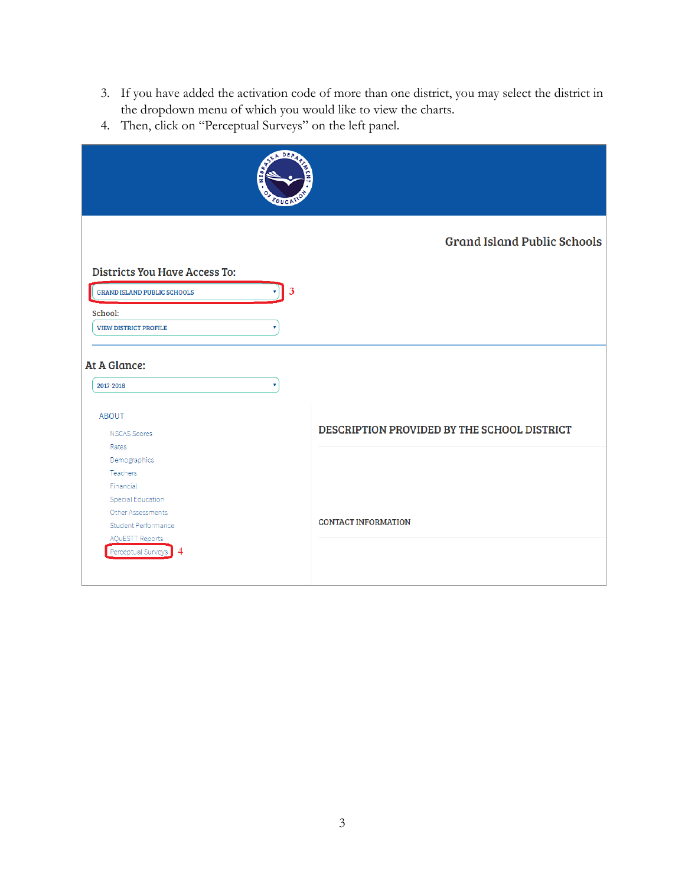3. If you have added the activation code of more than one district, you may select the district in the dropdown menu of which you would like to view the charts.
4. Then, click on "Perceptual Surveys" on the left panel.

Grand Island Public Schools

Districts You Have Access To:

GRAND ISLAND PUBLIC SCHOOLS 3

School:

VIEW DISTRICT PROFILE

At A Glance:

2017-2018

ABOUT

- NSCAS Scores
- Rates
- Demographics
- Teachers
- Financial
- Special Education
- Other Assessments
- Student Performance
- AQuESTT Reports
- Perceptual Surveys 4

DESCRIPTION PROVIDED BY THE SCHOOL DISTRICT

CONTACT INFORMATION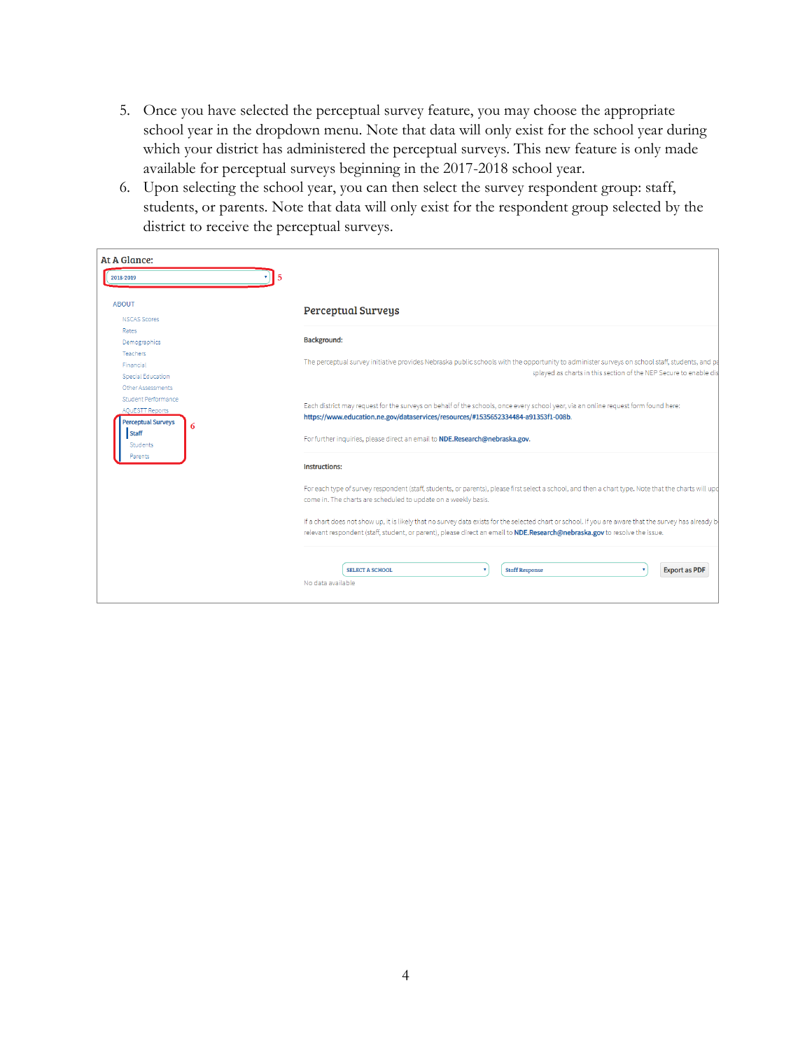5. Once you have selected the perceptual survey feature, you may choose the appropriate school year in the dropdown menu. Note that data will only exist for the school year during which your district has administered the perceptual surveys. This new feature is only made available for perceptual surveys beginning in the 2017-2018 school year.
6. Upon selecting the school year, you can then select the survey respondent group: staff, students, or parents. Note that data will only exist for the respondent group selected by the district to receive the perceptual surveys.

At A Glance:

2018-2019 ▾ 5

ABOUT

- NSCAS Scores
- Rates
- Demographics
- Teachers
- Financial
- Special Education
- Other Assessments
- Student Performance
- AQuESTT Reports
- Perceptual Surveys 6
  - Staff
  - Students
  - Parents

### Perceptual Surveys

**Background:**

The perceptual survey initiative provides Nebraska public schools with the opportunity to administer surveys on school staff, students, and pa
splayed as charts in this section of the NEP Secure to enable dis

Each district may request for the surveys on behalf of the schools, once every school year, via an online request form found here:
**https://www.education.ne.gov/dataservices/resources/#1535652334484-a91353f1-008b.**

For further inquiries, please direct an email to **NDE.Research@nebraska.gov.**

**Instructions:**

For each type of survey respondent (staff, students, or parents), please first select a school, and then a chart type. Note that the charts will upd
come in. The charts are scheduled to update on a weekly basis.

If a chart does not show up, it is likely that no survey data exists for the selected chart or school. If you are aware that the survey has already b
relevant respondent (staff, student, or parent), please direct an email to **NDE.Research@nebraska.gov** to resolve the issue.

SELECT A SCHOOL ▾ | Staff Response ▾ | Export as PDF

No data available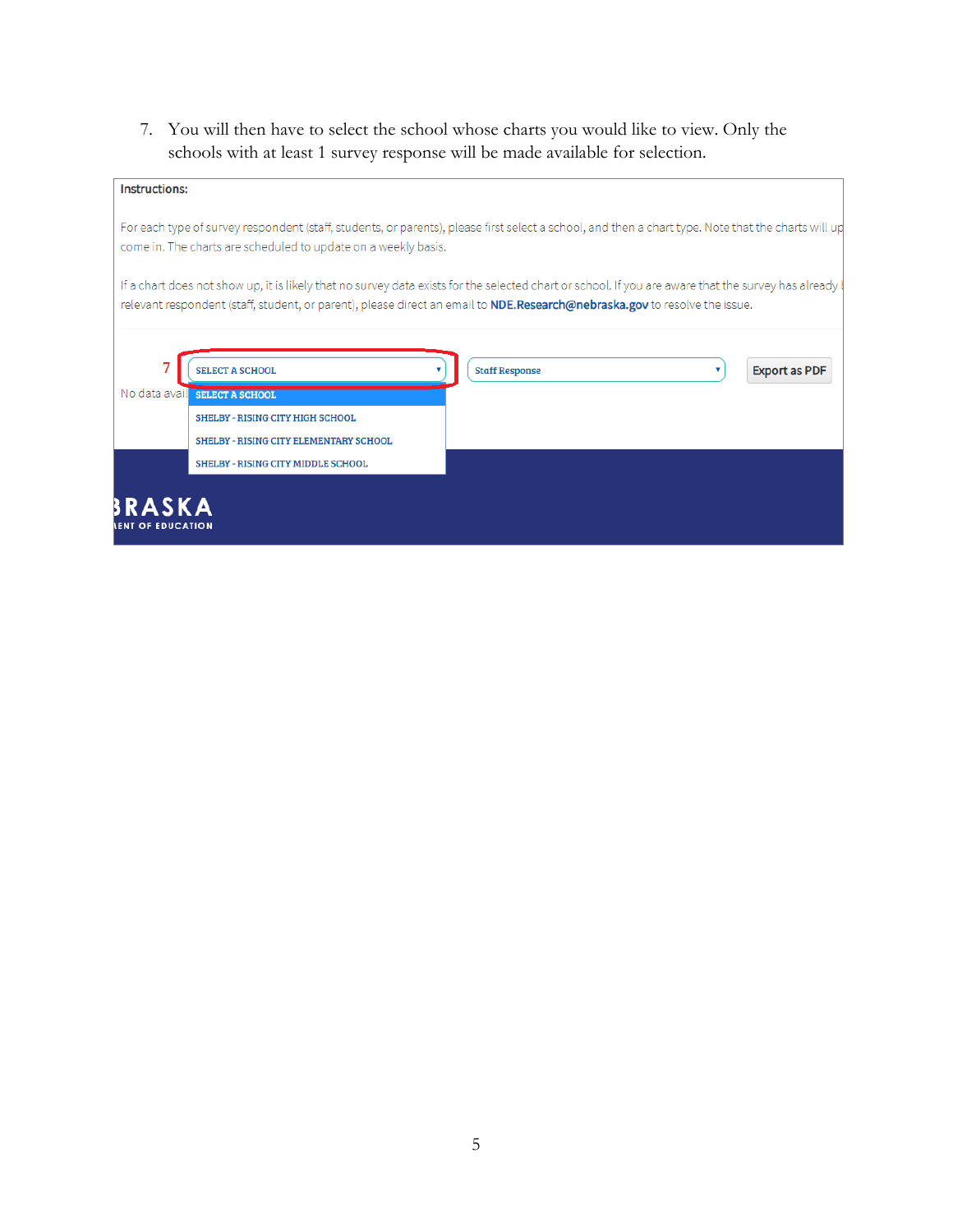7. You will then have to select the school whose charts you would like to view. Only the schools with at least 1 survey response will be made available for selection.

**Instructions:**

For each type of survey respondent (staff, students, or parents), please first select a school, and then a chart type. Note that the charts will up come in. The charts are scheduled to update on a weekly basis.

If a chart does not show up, it is likely that no survey data exists for the selected chart or school. If you are aware that the survey has already relevant respondent (staff, student, or parent), please direct an email to **NDE.Research@nebraska.gov** to resolve the issue.

7 SELECT A SCHOOL | Staff Response | Export as PDF

No data avail

- SELECT A SCHOOL
- SHELBY - RISING CITY HIGH SCHOOL
- SHELBY - RISING CITY ELEMENTARY SCHOOL
- SHELBY - RISING CITY MIDDLE SCHOOL

BRASKA
ENT OF EDUCATION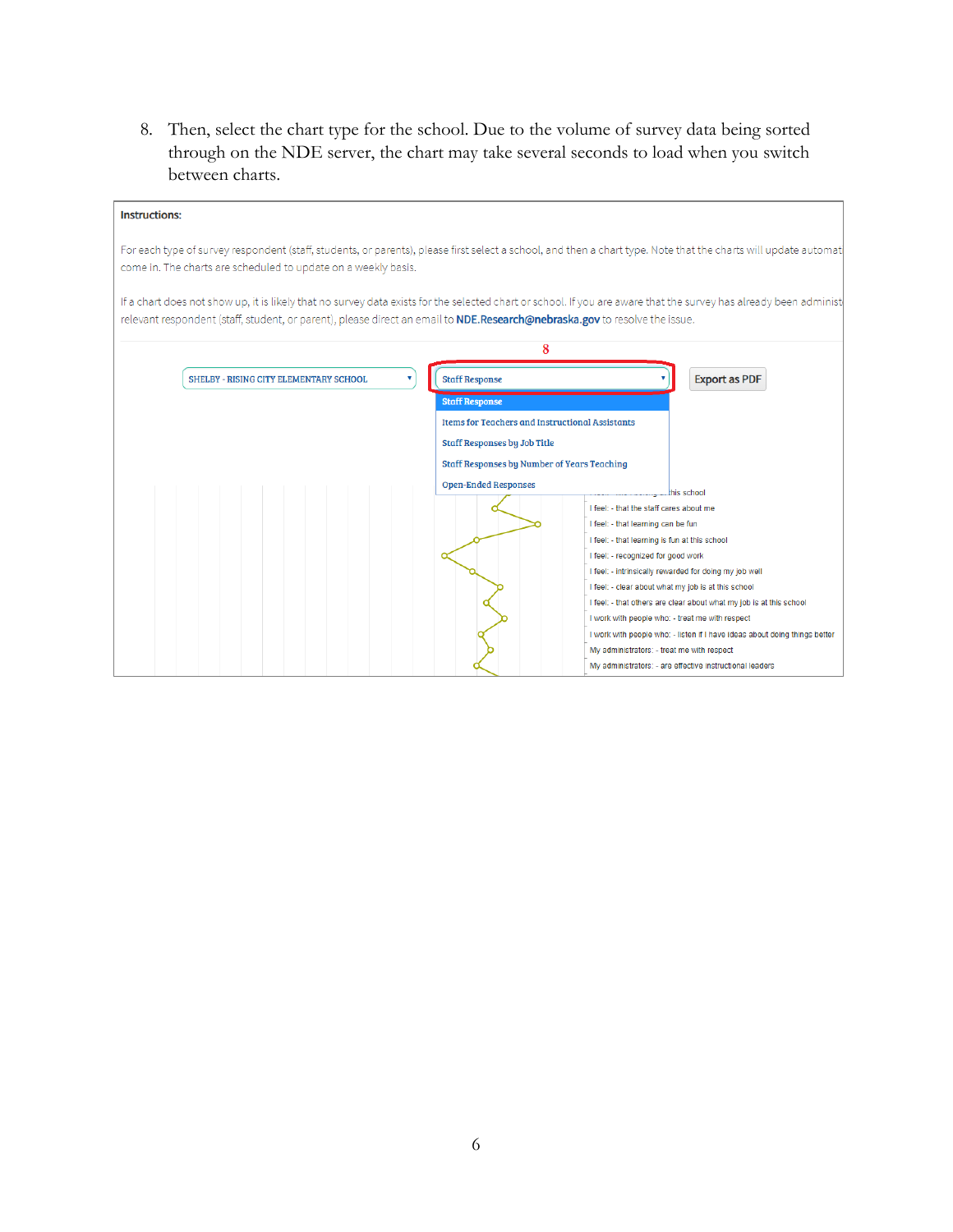8. Then, select the chart type for the school. Due to the volume of survey data being sorted through on the NDE server, the chart may take several seconds to load when you switch between charts.

**Instructions:**

For each type of survey respondent (staff, students, or parents), please first select a school, and then a chart type. Note that the charts will update automat come in. The charts are scheduled to update on a weekly basis.

If a chart does not show up, it is likely that no survey data exists for the selected chart or school. If you are aware that the survey has already been administ relevant respondent (staff, student, or parent), please direct an email to NDE.Research@nebraska.gov to resolve the issue.

8

SHELBY - RISING CITY ELEMENTARY SCHOOL

Staff Response

Export as PDF

- Staff Response
- Items for Teachers and Instructional Assistants
- Staff Responses by Job Title
- Staff Responses by Number of Years Teaching
- Open-Ended Responses

this school
I feel: - that the staff cares about me
I feel: - that learning can be fun
I feel: - that learning is fun at this school
I feel: - recognized for good work
I feel: - intrinsically rewarded for doing my job well
I feel: - clear about what my job is at this school
I feel: - that others are clear about what my job is at this school
I work with people who: - treat me with respect
I work with people who: - listen if I have ideas about doing things better
My administrators: - treat me with respect
My administrators: - are effective instructional leaders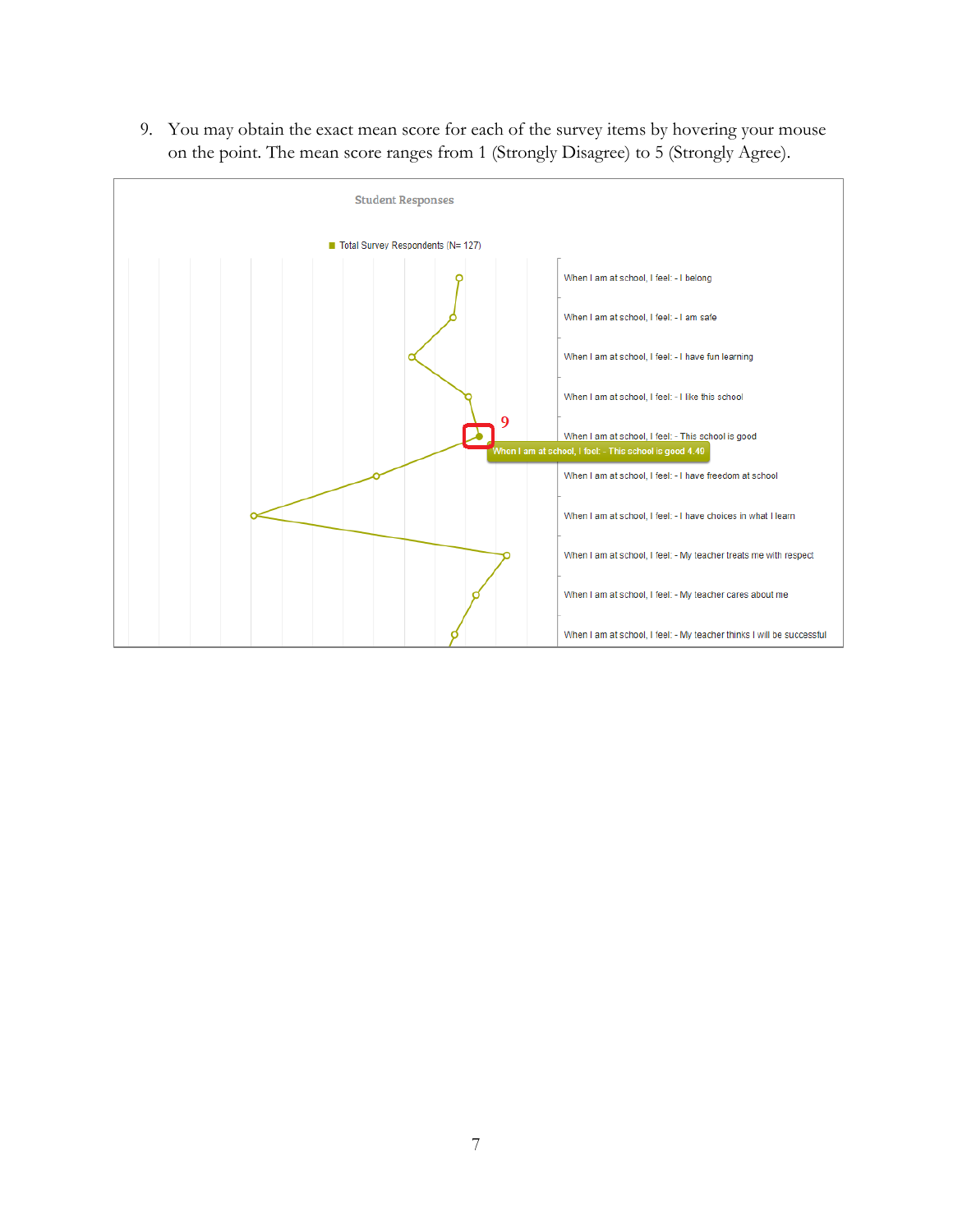9. You may obtain the exact mean score for each of the survey items by hovering your mouse on the point. The mean score ranges from 1 (Strongly Disagree) to 5 (Strongly Agree).

Student Responses

Total Survey Respondents (N= 127)

When I am at school, I feel: - I belong

When I am at school, I feel: - I am safe

When I am at school, I feel: - I have fun learning

When I am at school, I feel: - I like this school

When I am at school, I feel: - This school is good

When I am at school, I feel: - This school is good 4.40

When I am at school, I feel: - I have freedom at school

When I am at school, I feel: - I have choices in what I learn

When I am at school, I feel: - My teacher treats me with respect

When I am at school, I feel: - My teacher cares about me

When I am at school, I feel: - My teacher thinks I will be successful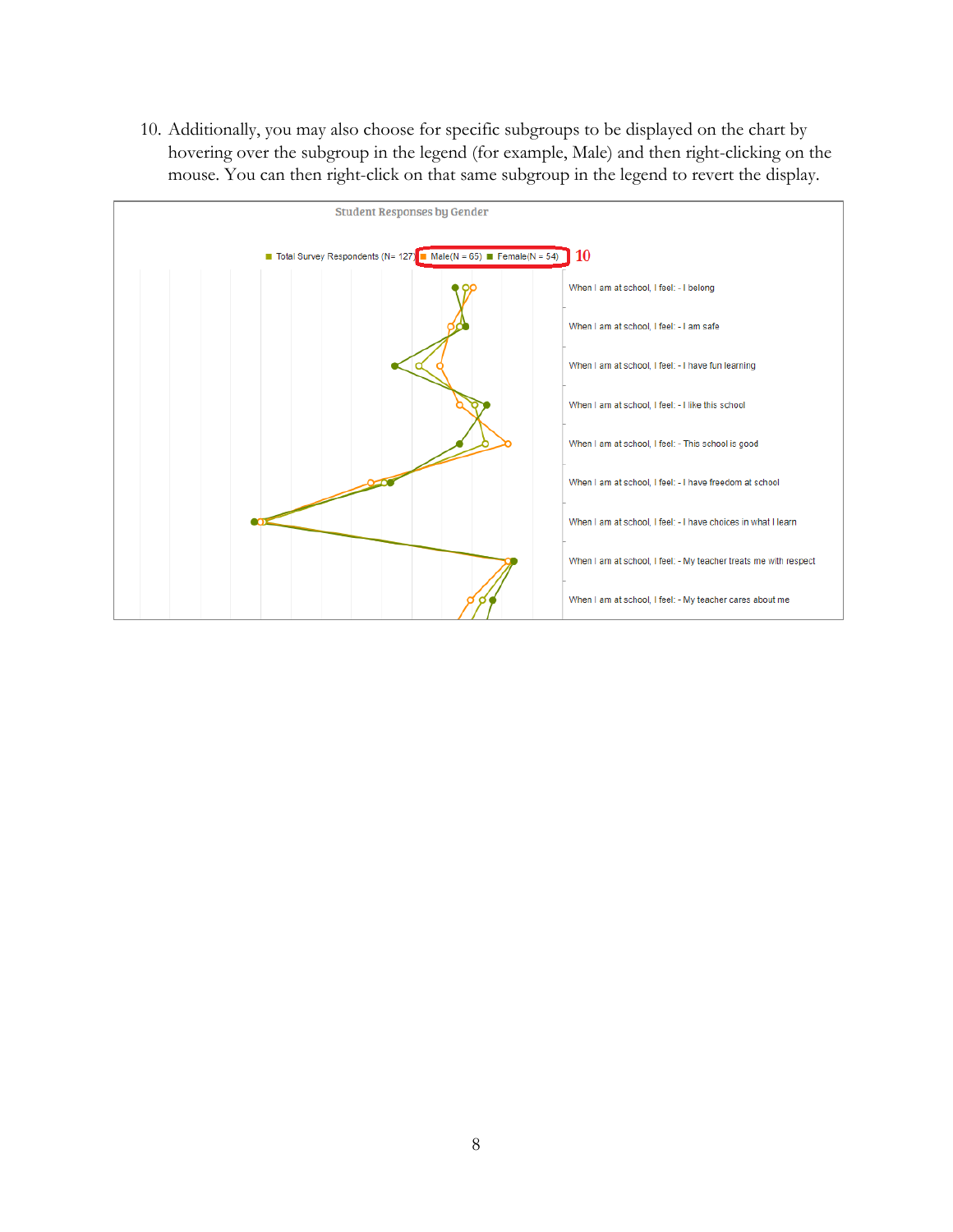10. Additionally, you may also choose for specific subgroups to be displayed on the chart by hovering over the subgroup in the legend (for example, Male) and then right-clicking on the mouse. You can then right-click on that same subgroup in the legend to revert the display.

Student Responses by Gender

Total Survey Respondents (N= 127) Male(N = 65) Female(N = 54) 10

When I am at school, I feel: - I belong

When I am at school, I feel: - I am safe

When I am at school, I feel: - I have fun learning

When I am at school, I feel: - I like this school

When I am at school, I feel: - This school is good

When I am at school, I feel: - I have freedom at school

When I am at school, I feel: - I have choices in what I learn

When I am at school, I feel: - My teacher treats me with respect

When I am at school, I feel: - My teacher cares about me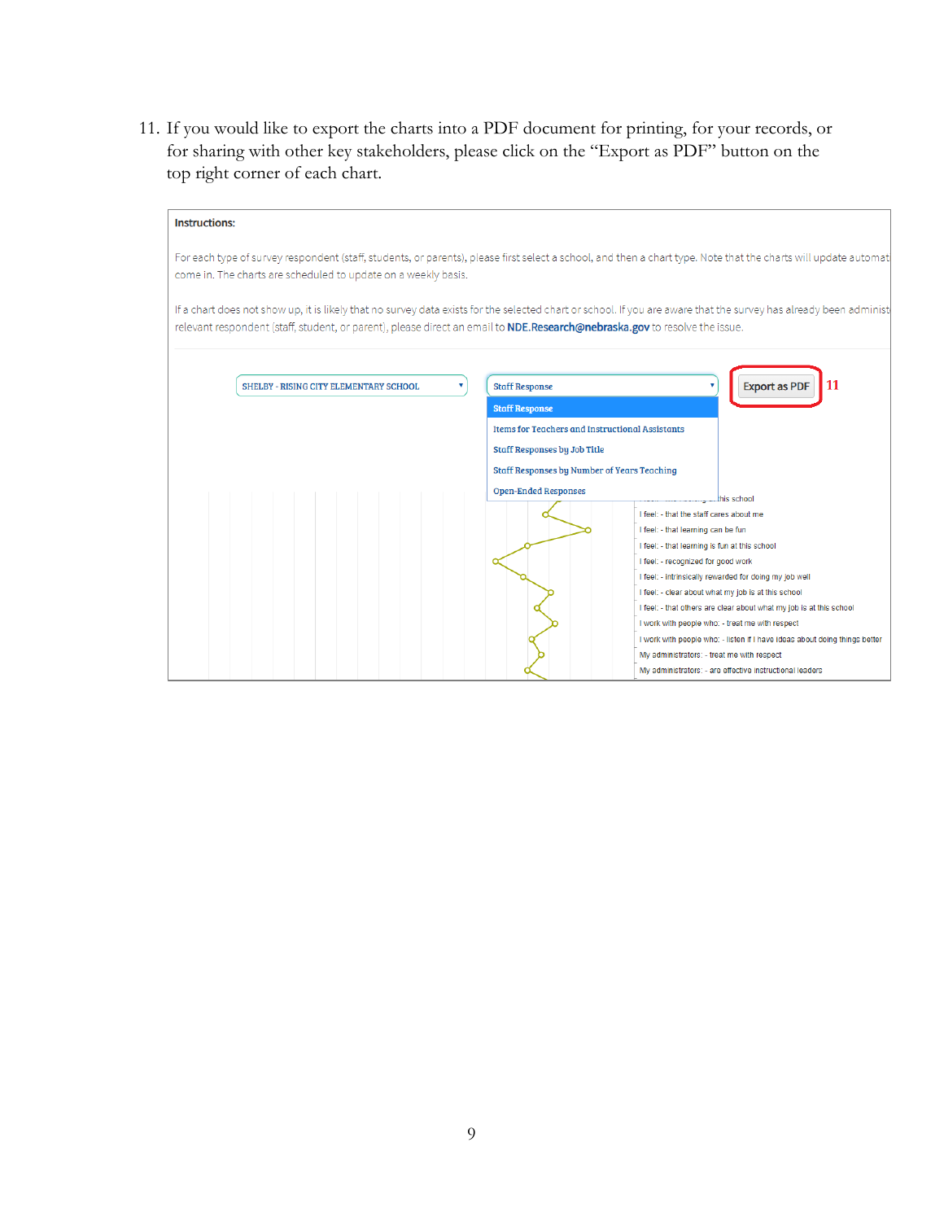11. If you would like to export the charts into a PDF document for printing, for your records, or for sharing with other key stakeholders, please click on the "Export as PDF" button on the top right corner of each chart.

**Instructions:**

For each type of survey respondent (staff, students, or parents), please first select a school, and then a chart type. Note that the charts will update automat come in. The charts are scheduled to update on a weekly basis.

If a chart does not show up, it is likely that no survey data exists for the selected chart or school. If you are aware that the survey has already been administ relevant respondent (staff, student, or parent), please direct an email to **NDE.Research@nebraska.gov** to resolve the issue.

SHELBY - RISING CITY ELEMENTARY SCHOOL

Staff Response

- Staff Response
- Items for Teachers and Instructional Assistants
- Staff Responses by Job Title
- Staff Responses by Number of Years Teaching
- Open-Ended Responses

Export as PDF — 11

this school
I feel: - that the staff cares about me
I feel: - that learning can be fun
I feel: - that learning is fun at this school
I feel: - recognized for good work
I feel: - intrinsically rewarded for doing my job well
I feel: - clear about what my job is at this school
I feel: - that others are clear about what my job is at this school
I work with people who: - treat me with respect
I work with people who: - listen if I have ideas about doing things better
My administrators: - treat me with respect
My administrators: - are effective instructional leaders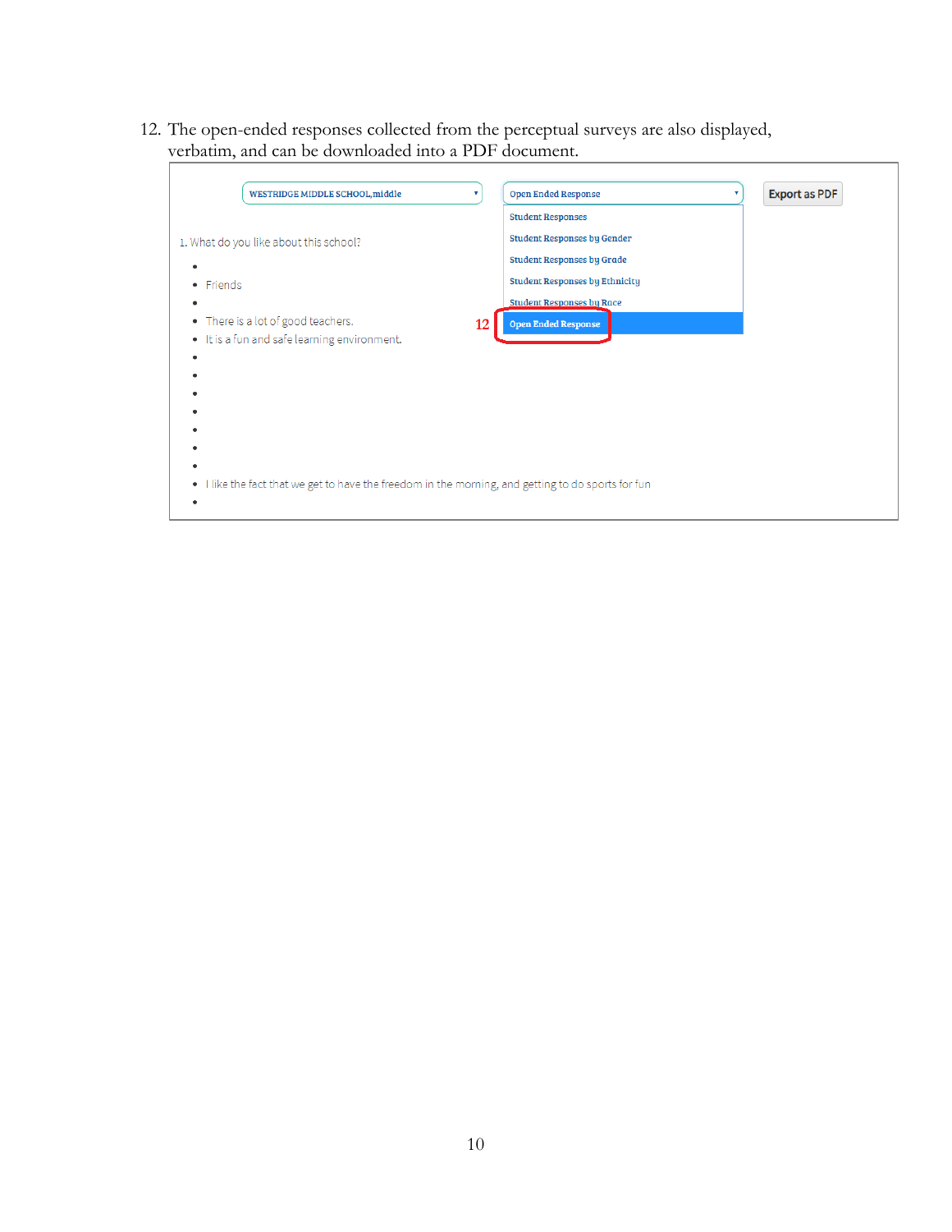12. The open-ended responses collected from the perceptual surveys are also displayed, verbatim, and can be downloaded into a PDF document.

WESTRIDGE MIDDLE SCHOOL,middle

Open Ended Response

Export as PDF

Student Responses

Student Responses by Gender

Student Responses by Grade

Student Responses by Ethnicity

Student Responses by Race

12

Open Ended Response

1. What do you like about this school?

- 
- Friends
- 
- There is a lot of good teachers.
- It is a fun and safe learning environment.
- 
- 
- 
- 
- 
- 
- 
- 
- I like the fact that we get to have the freedom in the morning, and getting to do sports for fun
-